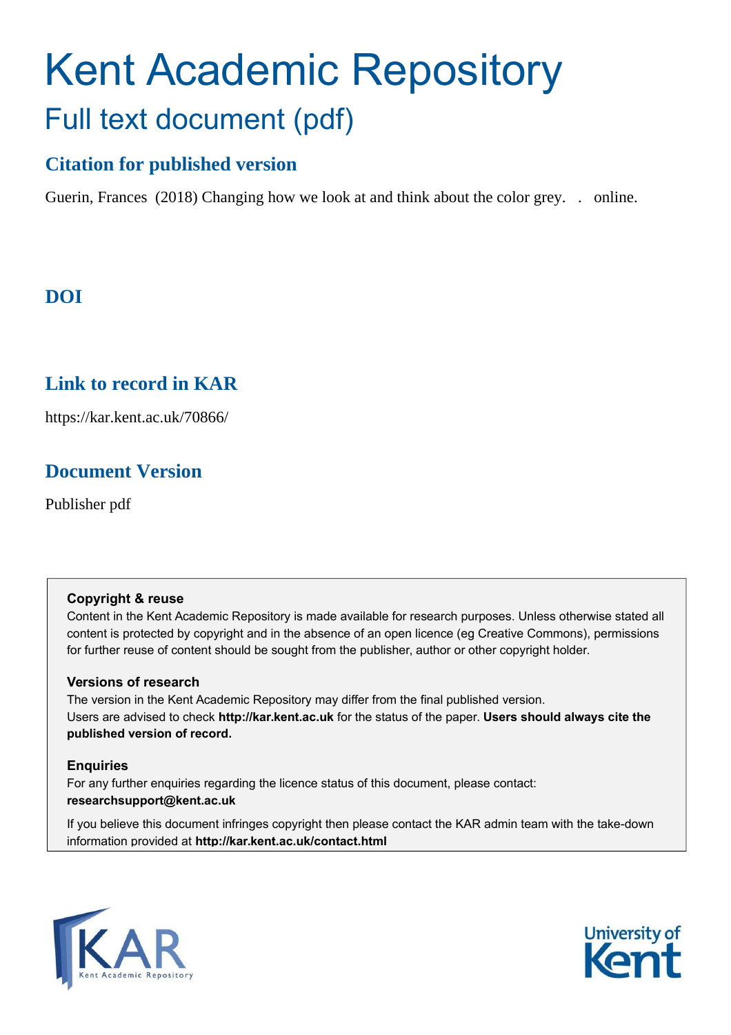# Kent Academic Repository

## Full text document (pdf)

### Citation for published version

Guerin, Frances (2018) Changing how we look at and think about the color grey. . online.

### DOI

### Link to record in KAR

https://kar.kent.ac.uk/70866/

### Document Version

Publisher pdf

**Copyright & reuse**

Content in the Kent Academic Repository is made available for research purposes. Unless otherwise stated all content is protected by copyright and in the absence of an open licence (eg Creative Commons), permissions for further reuse of content should be sought from the publisher, author or other copyright holder.

**Versions of research**

The version in the Kent Academic Repository may differ from the final published version. Users are advised to check **http://kar.kent.ac.uk** for the status of the paper. **Users should always cite the published version of record.**

**Enquiries**

For any further enquiries regarding the licence status of this document, please contact: **researchsupport@kent.ac.uk**

If you believe this document infringes copyright then please contact the KAR admin team with the take-down information provided at **http://kar.kent.ac.uk/contact.html**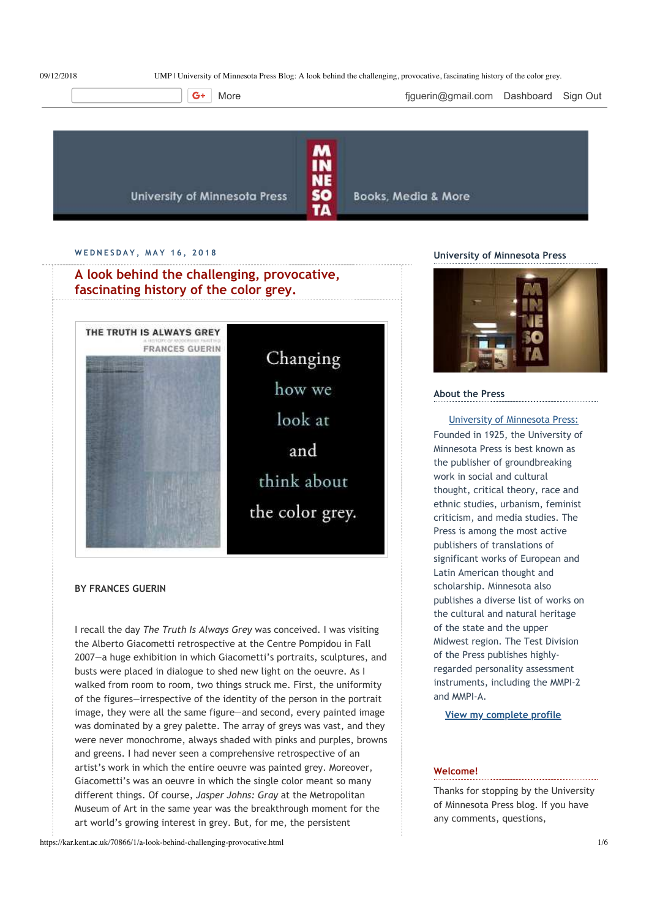fjguerin@gmail.com Dashboard Sign Out

University of Minnesota Press — Books, Media & More

WEDNESDAY, MAY 16, 2018

## A look behind the challenging, provocative, fascinating history of the color grey.

BY FRANCES GUERIN

I recall the day *The Truth Is Always Grey* was conceived. I was visiting the Alberto Giacometti retrospective at the Centre Pompidou in Fall 2007—a huge exhibition in which Giacometti's portraits, sculptures, and busts were placed in dialogue to shed new light on the oeuvre. As I walked from room to room, two things struck me. First, the uniformity of the figures—irrespective of the identity of the person in the portrait image, they were all the same figure—and second, every painted image was dominated by a grey palette. The array of greys was vast, and they were never monochrome, always shaded with pinks and purples, browns and greens. I had never seen a comprehensive retrospective of an artist's work in which the entire oeuvre was painted grey. Moreover, Giacometti's was an oeuvre in which the single color meant so many different things. Of course, *Jasper Johns: Gray* at the Metropolitan Museum of Art in the same year was the breakthrough moment for the art world's growing interest in grey. But, for me, the persistent

### University of Minnesota Press

### About the Press

University of Minnesota Press:
Founded in 1925, the University of Minnesota Press is best known as the publisher of groundbreaking work in social and cultural thought, critical theory, race and ethnic studies, urbanism, feminist criticism, and media studies. The Press is among the most active publishers of translations of significant works of European and Latin American thought and scholarship. Minnesota also publishes a diverse list of works on the cultural and natural heritage of the state and the upper Midwest region. The Test Division of the Press publishes highly-regarded personality assessment instruments, including the MMPI-2 and MMPI-A.

View my complete profile

### Welcome!

Thanks for stopping by the University of Minnesota Press blog. If you have any comments, questions,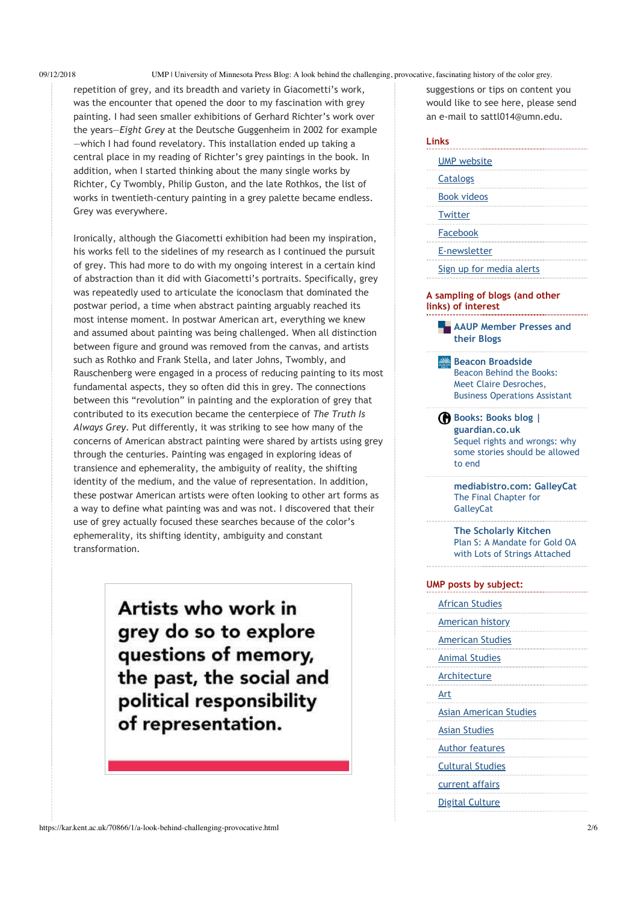repetition of grey, and its breadth and variety in Giacometti's work, was the encounter that opened the door to my fascination with grey painting. I had seen smaller exhibitions of Gerhard Richter's work over the years—*Eight Grey* at the Deutsche Guggenheim in 2002 for example—which I had found revelatory. This installation ended up taking a central place in my reading of Richter's grey paintings in the book. In addition, when I started thinking about the many single works by Richter, Cy Twombly, Philip Guston, and the late Rothkos, the list of works in twentieth-century painting in a grey palette became endless. Grey was everywhere.

Ironically, although the Giacometti exhibition had been my inspiration, his works fell to the sidelines of my research as I continued the pursuit of grey. This had more to do with my ongoing interest in a certain kind of abstraction than it did with Giacometti's portraits. Specifically, grey was repeatedly used to articulate the iconoclasm that dominated the postwar period, a time when abstract painting arguably reached its most intense moment. In postwar American art, everything we knew and assumed about painting was being challenged. When all distinction between figure and ground was removed from the canvas, and artists such as Rothko and Frank Stella, and later Johns, Twombly, and Rauschenberg were engaged in a process of reducing painting to its most fundamental aspects, they so often did this in grey. The connections between this "revolution" in painting and the exploration of grey that contributed to its execution became the centerpiece of *The Truth Is Always Grey*. Put differently, it was striking to see how many of the concerns of American abstract painting were shared by artists using grey through the centuries. Painting was engaged in exploring ideas of transience and ephemerality, the ambiguity of reality, the shifting identity of the medium, and the value of representation. In addition, these postwar American artists were often looking to other art forms as a way to define what painting was and was not. I discovered that their use of grey actually focused these searches because of the color's ephemerality, its shifting identity, ambiguity and constant transformation.

> **Artists who work in grey do so to explore questions of memory, the past, the social and political responsibility of representation.**

suggestions or tips on content you would like to see here, please send an e-mail to sattl014@umn.edu.

**Links**

- UMP website
- Catalogs
- Book videos
- Twitter
- Facebook
- E-newsletter
- Sign up for media alerts

**A sampling of blogs (and other links) of interest**

- **AAUP Member Presses and their Blogs**
- **Beacon Broadside**
  Beacon Behind the Books: Meet Claire Desroches, Business Operations Assistant
- **Books: Books blog | guardian.co.uk**
  Sequel rights and wrongs: why some stories should be allowed to end
- **mediabistro.com: GalleyCat**
  The Final Chapter for GalleyCat
- **The Scholarly Kitchen**
  Plan S: A Mandate for Gold OA with Lots of Strings Attached

**UMP posts by subject:**

- African Studies
- American history
- American Studies
- Animal Studies
- Architecture
- Art
- Asian American Studies
- Asian Studies
- Author features
- Cultural Studies
- current affairs
- Digital Culture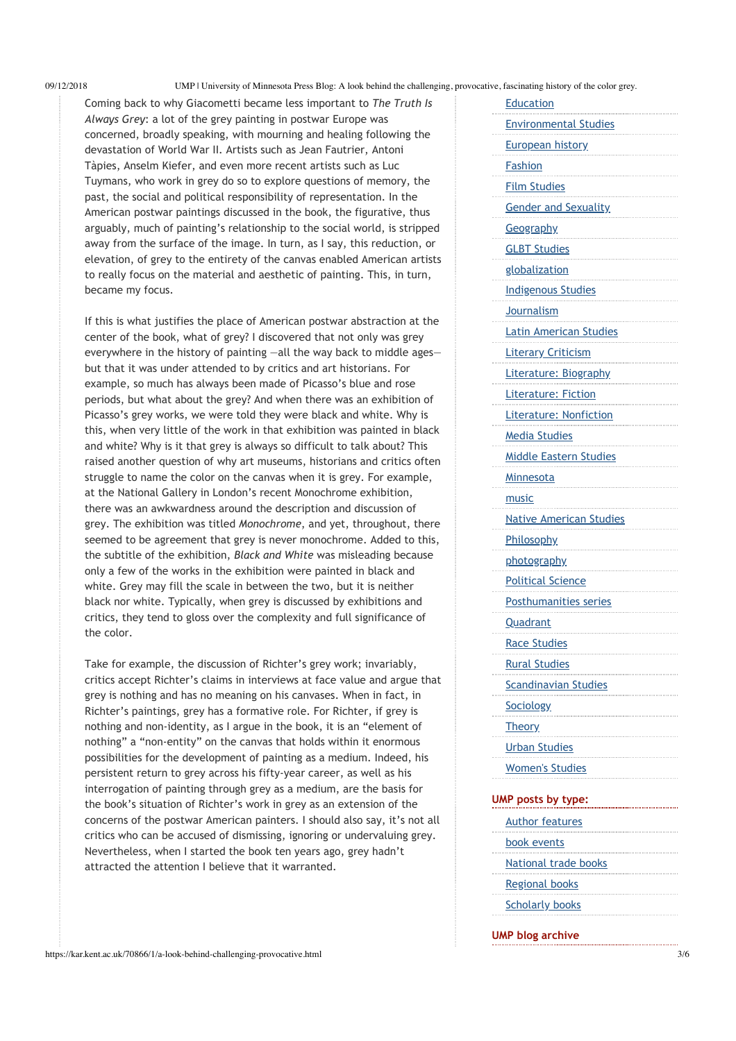Coming back to why Giacometti became less important to *The Truth Is Always Grey*: a lot of the grey painting in postwar Europe was concerned, broadly speaking, with mourning and healing following the devastation of World War II. Artists such as Jean Fautrier, Antoni Tàpies, Anselm Kiefer, and even more recent artists such as Luc Tuymans, who work in grey do so to explore questions of memory, the past, the social and political responsibility of representation. In the American postwar paintings discussed in the book, the figurative, thus arguably, much of painting's relationship to the social world, is stripped away from the surface of the image. In turn, as I say, this reduction, or elevation, of grey to the entirety of the canvas enabled American artists to really focus on the material and aesthetic of painting. This, in turn, became my focus.

If this is what justifies the place of American postwar abstraction at the center of the book, what of grey? I discovered that not only was grey everywhere in the history of painting —all the way back to middle ages— but that it was under attended to by critics and art historians. For example, so much has always been made of Picasso's blue and rose periods, but what about the grey? And when there was an exhibition of Picasso's grey works, we were told they were black and white. Why is this, when very little of the work in that exhibition was painted in black and white? Why is it that grey is always so difficult to talk about? This raised another question of why art museums, historians and critics often struggle to name the color on the canvas when it is grey. For example, at the National Gallery in London's recent Monochrome exhibition, there was an awkwardness around the description and discussion of grey. The exhibition was titled *Monochrome*, and yet, throughout, there seemed to be agreement that grey is never monochrome. Added to this, the subtitle of the exhibition, *Black and White* was misleading because only a few of the works in the exhibition were painted in black and white. Grey may fill the scale in between the two, but it is neither black nor white. Typically, when grey is discussed by exhibitions and critics, they tend to gloss over the complexity and full significance of the color.

Take for example, the discussion of Richter's grey work; invariably, critics accept Richter's claims in interviews at face value and argue that grey is nothing and has no meaning on his canvases. When in fact, in Richter's paintings, grey has a formative role. For Richter, if grey is nothing and non-identity, as I argue in the book, it is an "element of nothing" a "non-entity" on the canvas that holds within it enormous possibilities for the development of painting as a medium. Indeed, his persistent return to grey across his fifty-year career, as well as his interrogation of painting through grey as a medium, are the basis for the book's situation of Richter's work in grey as an extension of the concerns of the postwar American painters. I should also say, it's not all critics who can be accused of dismissing, ignoring or undervaluing grey. Nevertheless, when I started the book ten years ago, grey hadn't attracted the attention I believe that it warranted.

- Education
- Environmental Studies
- European history
- Fashion
- Film Studies
- Gender and Sexuality
- Geography
- GLBT Studies
- globalization
- Indigenous Studies
- Journalism
- Latin American Studies
- Literary Criticism
- Literature: Biography
- Literature: Fiction
- Literature: Nonfiction
- Media Studies
- Middle Eastern Studies
- Minnesota
- music
- Native American Studies
- Philosophy
- photography
- Political Science
- Posthumanities series
- Quadrant
- Race Studies
- Rural Studies
- Scandinavian Studies
- Sociology
- Theory
- Urban Studies
- Women's Studies

**UMP posts by type:**

- Author features
- book events
- National trade books
- Regional books
- Scholarly books

**UMP blog archive**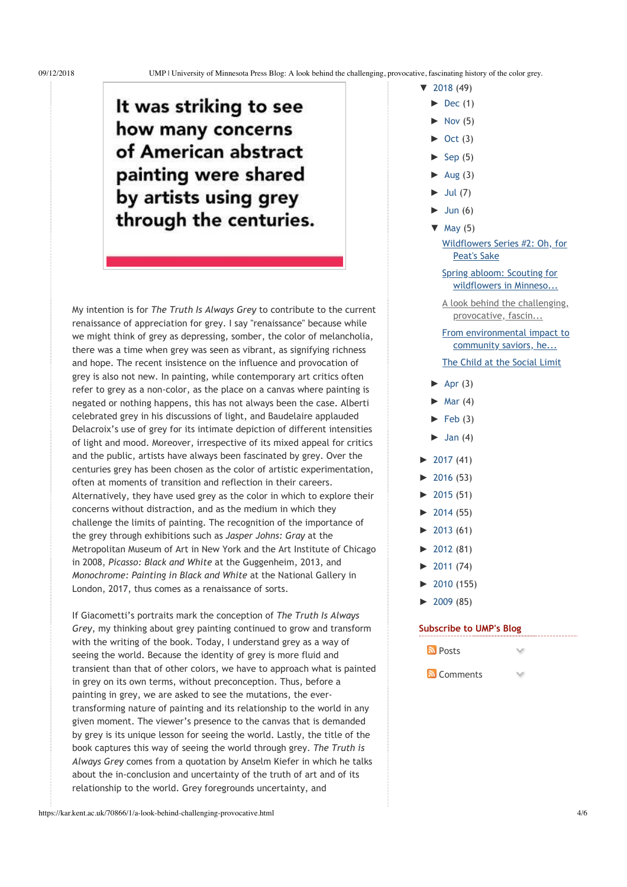It was striking to see how many concerns of American abstract painting were shared by artists using grey through the centuries.

My intention is for *The Truth Is Always Grey* to contribute to the current renaissance of appreciation for grey. I say "renaissance" because while we might think of grey as depressing, somber, the color of melancholia, there was a time when grey was seen as vibrant, as signifying richness and hope. The recent insistence on the influence and provocation of grey is also not new. In painting, while contemporary art critics often refer to grey as a non-color, as the place on a canvas where painting is negated or nothing happens, this has not always been the case. Alberti celebrated grey in his discussions of light, and Baudelaire applauded Delacroix's use of grey for its intimate depiction of different intensities of light and mood. Moreover, irrespective of its mixed appeal for critics and the public, artists have always been fascinated by grey. Over the centuries grey has been chosen as the color of artistic experimentation, often at moments of transition and reflection in their careers. Alternatively, they have used grey as the color in which to explore their concerns without distraction, and as the medium in which they challenge the limits of painting. The recognition of the importance of the grey through exhibitions such as *Jasper Johns: Gray* at the Metropolitan Museum of Art in New York and the Art Institute of Chicago in 2008, *Picasso: Black and White* at the Guggenheim, 2013, and *Monochrome: Painting in Black and White* at the National Gallery in London, 2017, thus comes as a renaissance of sorts.

If Giacometti's portraits mark the conception of *The Truth Is Always Grey*, my thinking about grey painting continued to grow and transform with the writing of the book. Today, I understand grey as a way of seeing the world. Because the identity of grey is more fluid and transient than that of other colors, we have to approach what is painted in grey on its own terms, without preconception. Thus, before a painting in grey, we are asked to see the mutations, the ever-transforming nature of painting and its relationship to the world in any given moment. The viewer's presence to the canvas that is demanded by grey is its unique lesson for seeing the world. Lastly, the title of the book captures this way of seeing the world through grey. *The Truth is Always Grey* comes from a quotation by Anselm Kiefer in which he talks about the in-conclusion and uncertainty of the truth of art and of its relationship to the world. Grey foregrounds uncertainty, and

- ▼ 2018 (49)
  - ► Dec (1)
  - ► Nov (5)
  - ► Oct (3)
  - ► Sep (5)
  - ► Aug (3)
  - ► Jul (7)
  - ► Jun (6)
  - ▼ May (5)
    - Wildflowers Series #2: Oh, for Peat's Sake
    - Spring abloom: Scouting for wildflowers in Minneso...
    - A look behind the challenging, provocative, fascin...
    - From environmental impact to community saviors, he...
    - The Child at the Social Limit
  - ► Apr (3)
  - ► Mar (4)
  - ► Feb (3)
  - ► Jan (4)
- ► 2017 (41)
- ► 2016 (53)
- ► 2015 (51)
- ► 2014 (55)
- ► 2013 (61)
- ► 2012 (81)
- ► 2011 (74)
- ► 2010 (155)
- ► 2009 (85)

**Subscribe to UMP's Blog**

Posts

Comments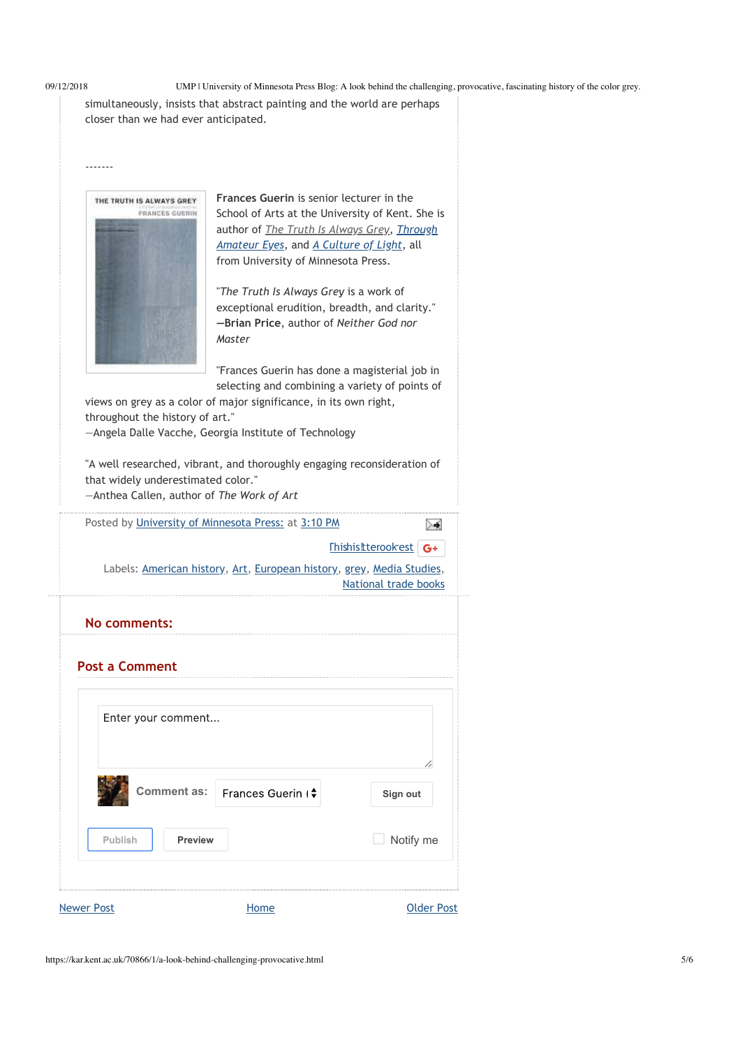simultaneously, insists that abstract painting and the world are perhaps closer than we had ever anticipated.

-------

**Frances Guerin** is senior lecturer in the School of Arts at the University of Kent. She is author of *The Truth Is Always Grey*, *Through Amateur Eyes*, and *A Culture of Light*, all from University of Minnesota Press.

"*The Truth Is Always Grey* is a work of exceptional erudition, breadth, and clarity."
**—Brian Price**, author of *Neither God nor Master*

"Frances Guerin has done a magisterial job in selecting and combining a variety of points of views on grey as a color of major significance, in its own right, throughout the history of art."
—Angela Dalle Vacche, Georgia Institute of Technology

"A well researched, vibrant, and thoroughly engaging reconsideration of that widely underestimated color."
—Anthea Callen, author of *The Work of Art*

Posted by University of Minnesota Press: at 3:10 PM

Labels: American history, Art, European history, grey, Media Studies, National trade books

## No comments:

## Post a Comment

Enter your comment...

Comment as: Frances Guerin | Sign out

Publish | Preview | Notify me

Newer Post | Home | Older Post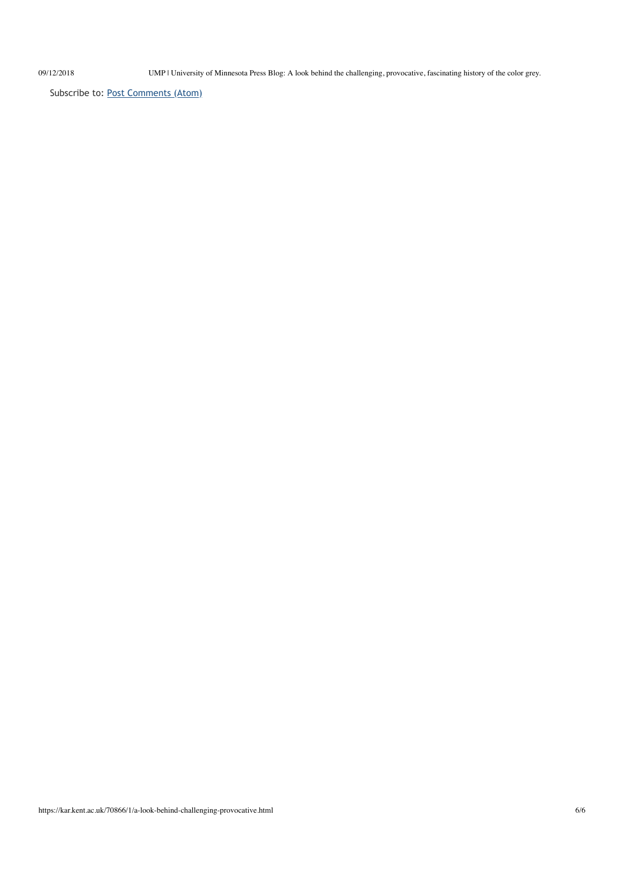Subscribe to: Post Comments (Atom)